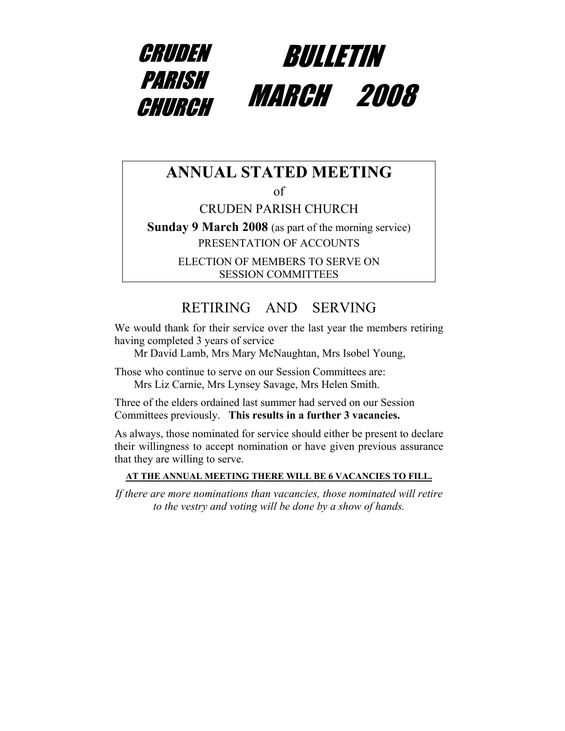# CRUDEN PARISH CHURCH

# BULLETIN MARCH 2008

## ANNUAL STATED MEETING

of

CRUDEN PARISH CHURCH

**Sunday 9 March 2008** (as part of the morning service)

PRESENTATION OF ACCOUNTS

ELECTION OF MEMBERS TO SERVE ON SESSION COMMITTEES

## RETIRING AND SERVING

We would thank for their service over the last year the members retiring having completed 3 years of service

Mr David Lamb, Mrs Mary McNaughtan, Mrs Isobel Young,

Those who continue to serve on our Session Committees are:

Mrs Liz Carnie, Mrs Lynsey Savage, Mrs Helen Smith.

Three of the elders ordained last summer had served on our Session Committees previously. **This results in a further 3 vacancies.**

As always, those nominated for service should either be present to declare their willingness to accept nomination or have given previous assurance that they are willing to serve.

**AT THE ANNUAL MEETING THERE WILL BE 6 VACANCIES TO FILL.**

*If there are more nominations than vacancies, those nominated will retire to the vestry and voting will be done by a show of hands.*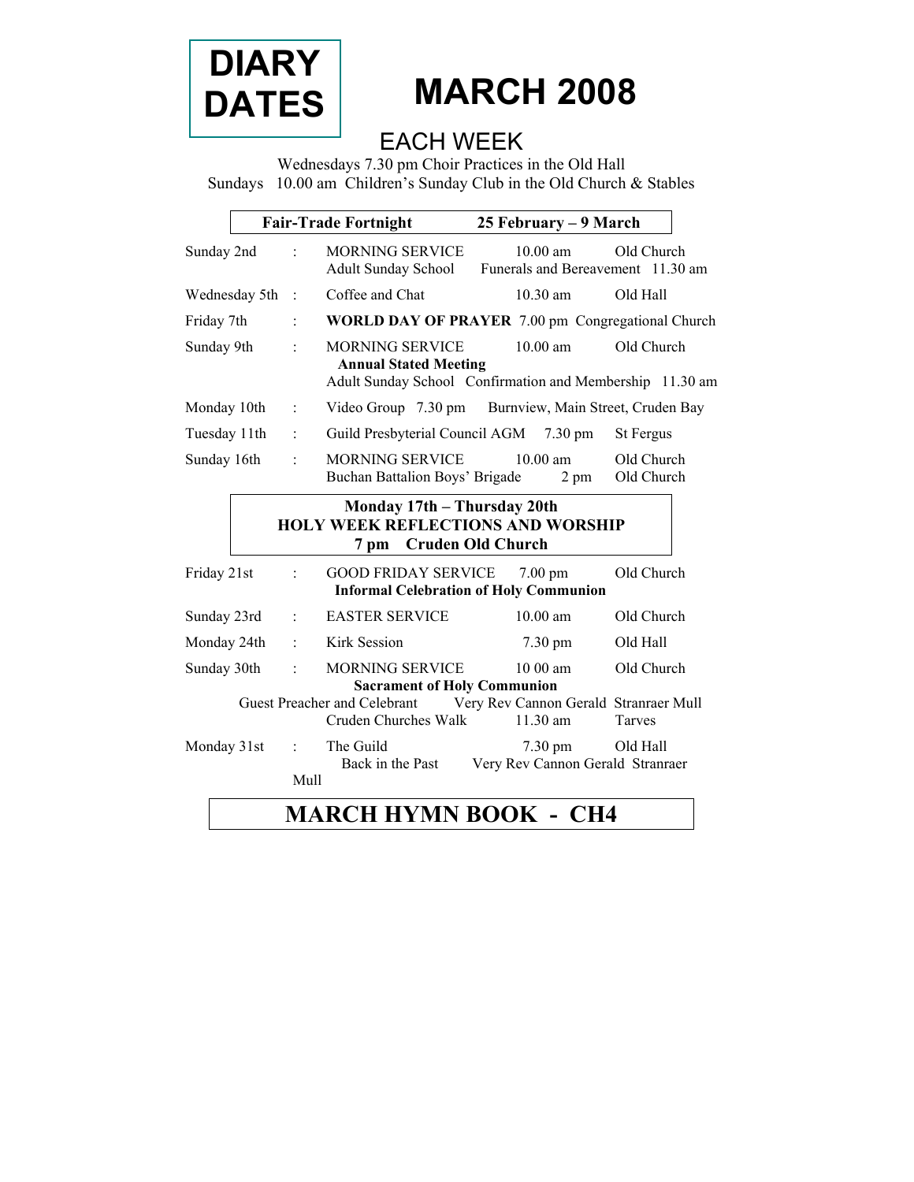# DIARY DATES

# MARCH 2008

## EACH WEEK

Wednesdays 7.30 pm Choir Practices in the Old Hall
Sundays 10.00 am Children's Sunday Club in the Old Church & Stables

**Fair-Trade Fortnight 25 February – 9 March**

| | | | | |
|---|---|---|---|---|
| Sunday 2nd | : | MORNING SERVICE | 10.00 am | Old Church |
| | | Adult Sunday School | Funerals and Bereavement | 11.30 am |
| Wednesday 5th | : | Coffee and Chat | 10.30 am | Old Hall |
| Friday 7th | : | **WORLD DAY OF PRAYER** | 7.00 pm | Congregational Church |
| Sunday 9th | : | MORNING SERVICE | 10.00 am | Old Church |
| | | **Annual Stated Meeting** | | |
| | | Adult Sunday School | Confirmation and Membership | 11.30 am |
| Monday 10th | : | Video Group | 7.30 pm | Burnview, Main Street, Cruden Bay |
| Tuesday 11th | : | Guild Presbyterial Council AGM | 7.30 pm | St Fergus |
| Sunday 16th | : | MORNING SERVICE | 10.00 am | Old Church |
| | | Buchan Battalion Boys' Brigade | 2 pm | Old Church |

**Monday 17th – Thursday 20th**
**HOLY WEEK REFLECTIONS AND WORSHIP**
**7 pm Cruden Old Church**

| | | | | |
|---|---|---|---|---|
| Friday 21st | : | GOOD FRIDAY SERVICE | 7.00 pm | Old Church |
| | | **Informal Celebration of Holy Communion** | | |
| Sunday 23rd | : | EASTER SERVICE | 10.00 am | Old Church |
| Monday 24th | : | Kirk Session | 7.30 pm | Old Hall |
| Sunday 30th | : | MORNING SERVICE | 10 00 am | Old Church |
| | | **Sacrament of Holy Communion** | | |
| | | Guest Preacher and Celebrant | Very Rev Cannon Gerald | Stranraer Mull |
| | | Cruden Churches Walk | 11.30 am | Tarves |
| Monday 31st | : | The Guild | 7.30 pm | Old Hall |
| | | Back in the Past | Very Rev Cannon Gerald | Stranraer Mull |

## MARCH HYMN BOOK - CH4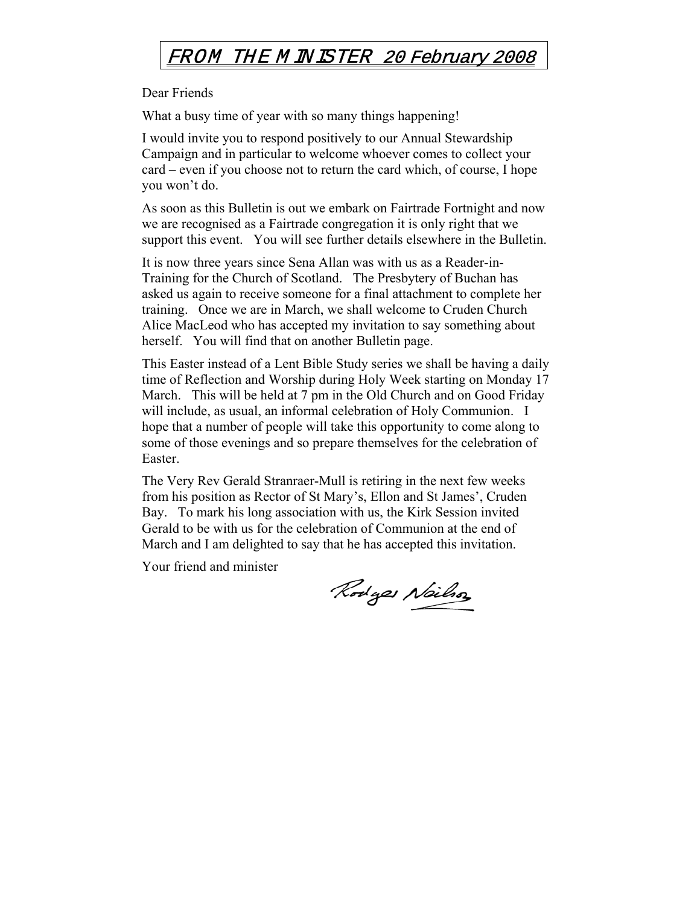# *FROM THE MINISTER 20 February 2008*

Dear Friends

What a busy time of year with so many things happening!

I would invite you to respond positively to our Annual Stewardship Campaign and in particular to welcome whoever comes to collect your card – even if you choose not to return the card which, of course, I hope you won't do.

As soon as this Bulletin is out we embark on Fairtrade Fortnight and now we are recognised as a Fairtrade congregation it is only right that we support this event. You will see further details elsewhere in the Bulletin.

It is now three years since Sena Allan was with us as a Reader-in-Training for the Church of Scotland. The Presbytery of Buchan has asked us again to receive someone for a final attachment to complete her training. Once we are in March, we shall welcome to Cruden Church Alice MacLeod who has accepted my invitation to say something about herself. You will find that on another Bulletin page.

This Easter instead of a Lent Bible Study series we shall be having a daily time of Reflection and Worship during Holy Week starting on Monday 17 March. This will be held at 7 pm in the Old Church and on Good Friday will include, as usual, an informal celebration of Holy Communion. I hope that a number of people will take this opportunity to come along to some of those evenings and so prepare themselves for the celebration of Easter.

The Very Rev Gerald Stranraer-Mull is retiring in the next few weeks from his position as Rector of St Mary's, Ellon and St James', Cruden Bay. To mark his long association with us, the Kirk Session invited Gerald to be with us for the celebration of Communion at the end of March and I am delighted to say that he has accepted this invitation.

Your friend and minister

Rodger Neilson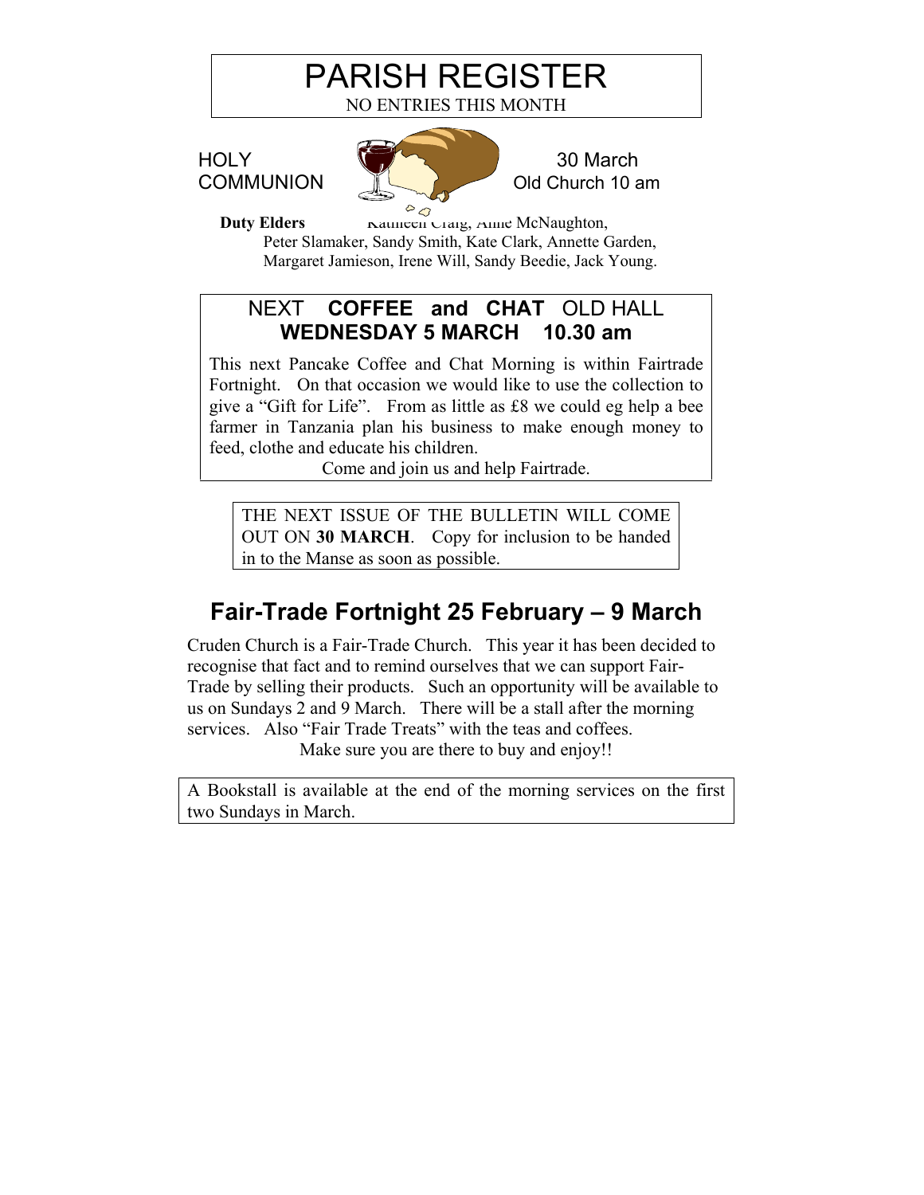# PARISH REGISTER

NO ENTRIES THIS MONTH

HOLY COMMUNION — 30 March, Old Church 10 am

**Duty Elders** Kathleen Craig, Anne McNaughton, Peter Slamaker, Sandy Smith, Kate Clark, Annette Garden, Margaret Jamieson, Irene Will, Sandy Beedie, Jack Young.

## NEXT **COFFEE and CHAT** OLD HALL
## **WEDNESDAY 5 MARCH 10.30 am**

This next Pancake Coffee and Chat Morning is within Fairtrade Fortnight. On that occasion we would like to use the collection to give a "Gift for Life". From as little as £8 we could eg help a bee farmer in Tanzania plan his business to make enough money to feed, clothe and educate his children.

Come and join us and help Fairtrade.

THE NEXT ISSUE OF THE BULLETIN WILL COME OUT ON **30 MARCH**. Copy for inclusion to be handed in to the Manse as soon as possible.

## Fair-Trade Fortnight 25 February – 9 March

Cruden Church is a Fair-Trade Church. This year it has been decided to recognise that fact and to remind ourselves that we can support Fair-Trade by selling their products. Such an opportunity will be available to us on Sundays 2 and 9 March. There will be a stall after the morning services. Also "Fair Trade Treats" with the teas and coffees.

Make sure you are there to buy and enjoy!!

A Bookstall is available at the end of the morning services on the first two Sundays in March.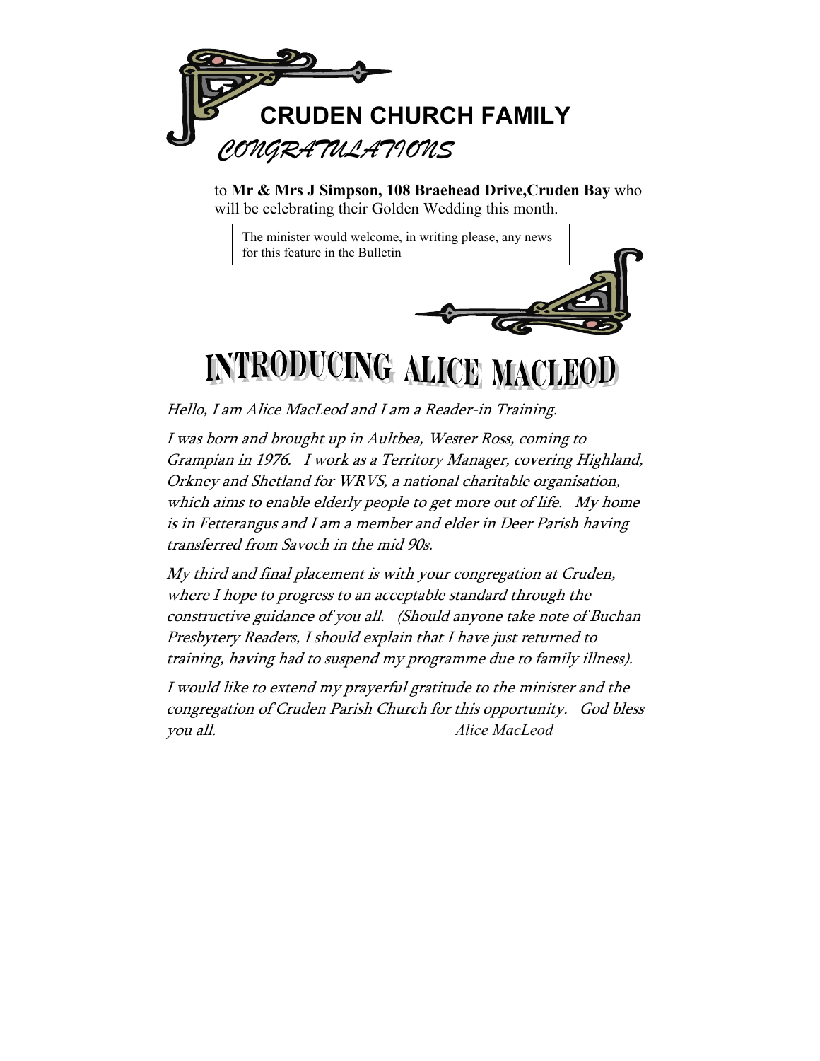# CRUDEN CHURCH FAMILY

## *CONGRATULATIONS*

to **Mr & Mrs J Simpson, 108 Braehead Drive,Cruden Bay** who will be celebrating their Golden Wedding this month.

The minister would welcome, in writing please, any news for this feature in the Bulletin

# INTRODUCING ALICE MACLEOD

*Hello, I am Alice MacLeod and I am a Reader-in Training.*

*I was born and brought up in Aultbea, Wester Ross, coming to Grampian in 1976. I work as a Territory Manager, covering Highland, Orkney and Shetland for WRVS, a national charitable organisation, which aims to enable elderly people to get more out of life. My home is in Fetterangus and I am a member and elder in Deer Parish having transferred from Savoch in the mid 90s.*

*My third and final placement is with your congregation at Cruden, where I hope to progress to an acceptable standard through the constructive guidance of you all. (Should anyone take note of Buchan Presbytery Readers, I should explain that I have just returned to training, having had to suspend my programme due to family illness).*

*I would like to extend my prayerful gratitude to the minister and the congregation of Cruden Parish Church for this opportunity. God bless you all.*

*Alice MacLeod*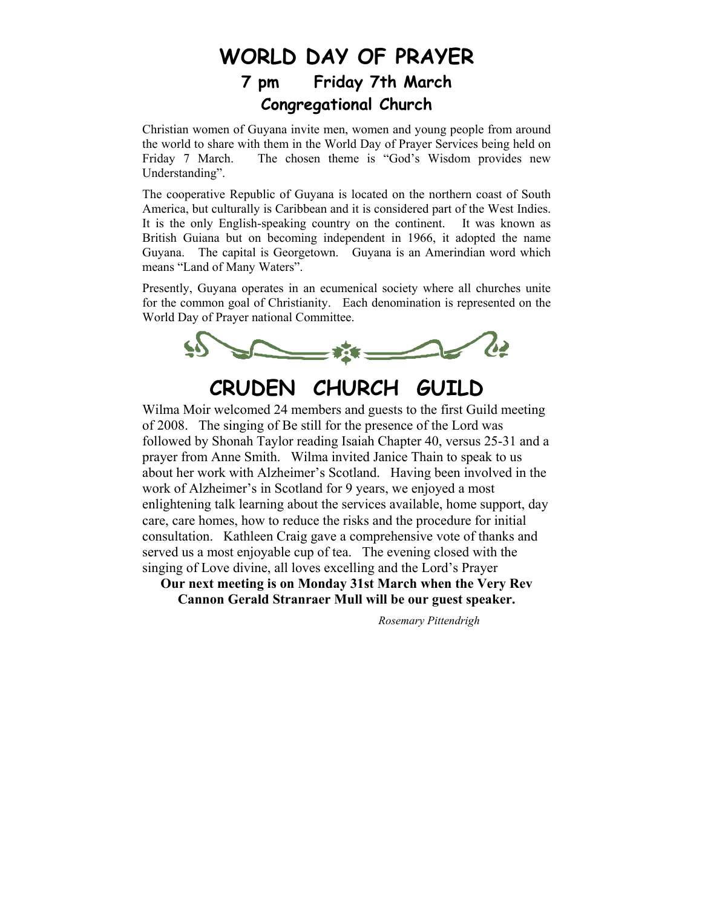# WORLD DAY OF PRAYER

## 7 pm Friday 7th March

## Congregational Church

Christian women of Guyana invite men, women and young people from around the world to share with them in the World Day of Prayer Services being held on Friday 7 March. The chosen theme is "God's Wisdom provides new Understanding".

The cooperative Republic of Guyana is located on the northern coast of South America, but culturally is Caribbean and it is considered part of the West Indies. It is the only English-speaking country on the continent. It was known as British Guiana but on becoming independent in 1966, it adopted the name Guyana. The capital is Georgetown. Guyana is an Amerindian word which means "Land of Many Waters".

Presently, Guyana operates in an ecumenical society where all churches unite for the common goal of Christianity. Each denomination is represented on the World Day of Prayer national Committee.

# CRUDEN CHURCH GUILD

Wilma Moir welcomed 24 members and guests to the first Guild meeting of 2008. The singing of Be still for the presence of the Lord was followed by Shonah Taylor reading Isaiah Chapter 40, versus 25-31 and a prayer from Anne Smith. Wilma invited Janice Thain to speak to us about her work with Alzheimer's Scotland. Having been involved in the work of Alzheimer's in Scotland for 9 years, we enjoyed a most enlightening talk learning about the services available, home support, day care, care homes, how to reduce the risks and the procedure for initial consultation. Kathleen Craig gave a comprehensive vote of thanks and served us a most enjoyable cup of tea. The evening closed with the singing of Love divine, all loves excelling and the Lord's Prayer

**Our next meeting is on Monday 31st March when the Very Rev Cannon Gerald Stranraer Mull will be our guest speaker.**

*Rosemary Pittendrigh*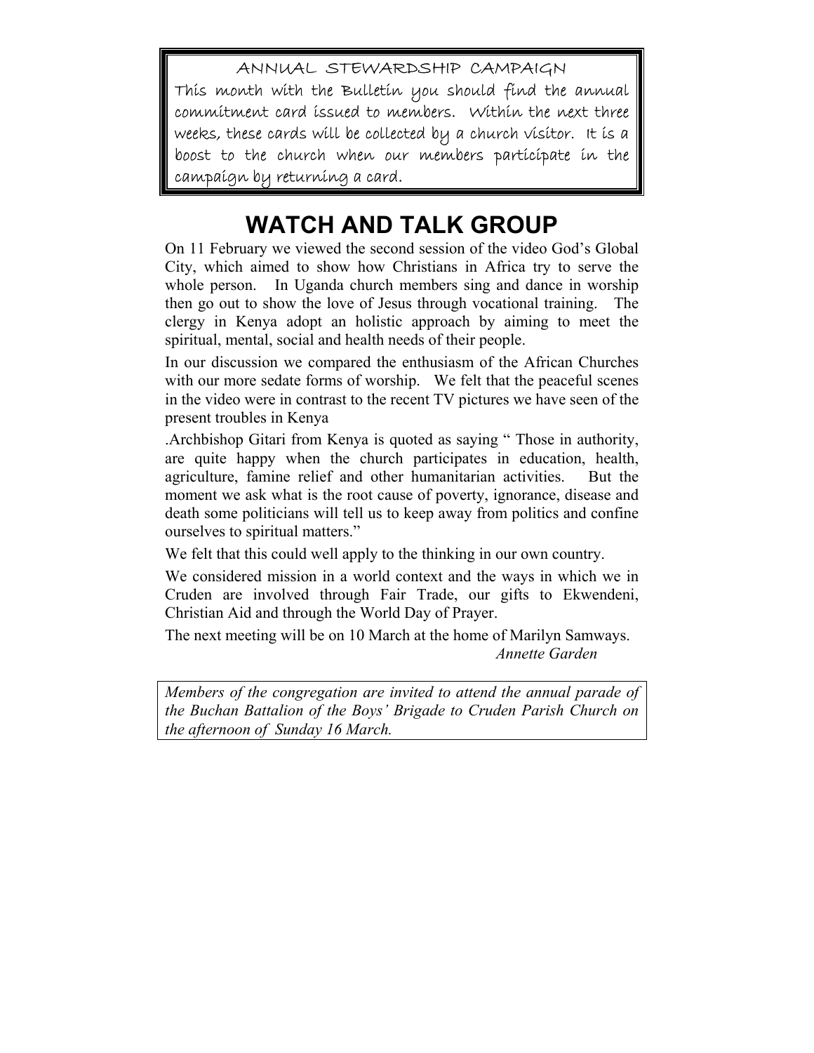ANNUAL STEWARDSHIP CAMPAIGN

This month with the Bulletin you should find the annual commitment card issued to members. Within the next three weeks, these cards will be collected by a church visitor. It is a boost to the church when our members participate in the campaign by returning a card.

# WATCH AND TALK GROUP

On 11 February we viewed the second session of the video God's Global City, which aimed to show how Christians in Africa try to serve the whole person. In Uganda church members sing and dance in worship then go out to show the love of Jesus through vocational training. The clergy in Kenya adopt an holistic approach by aiming to meet the spiritual, mental, social and health needs of their people.

In our discussion we compared the enthusiasm of the African Churches with our more sedate forms of worship. We felt that the peaceful scenes in the video were in contrast to the recent TV pictures we have seen of the present troubles in Kenya

.Archbishop Gitari from Kenya is quoted as saying " Those in authority, are quite happy when the church participates in education, health, agriculture, famine relief and other humanitarian activities. But the moment we ask what is the root cause of poverty, ignorance, disease and death some politicians will tell us to keep away from politics and confine ourselves to spiritual matters."

We felt that this could well apply to the thinking in our own country.

We considered mission in a world context and the ways in which we in Cruden are involved through Fair Trade, our gifts to Ekwendeni, Christian Aid and through the World Day of Prayer.

The next meeting will be on 10 March at the home of Marilyn Samways.

*Annette Garden*

*Members of the congregation are invited to attend the annual parade of the Buchan Battalion of the Boys' Brigade to Cruden Parish Church on the afternoon of Sunday 16 March.*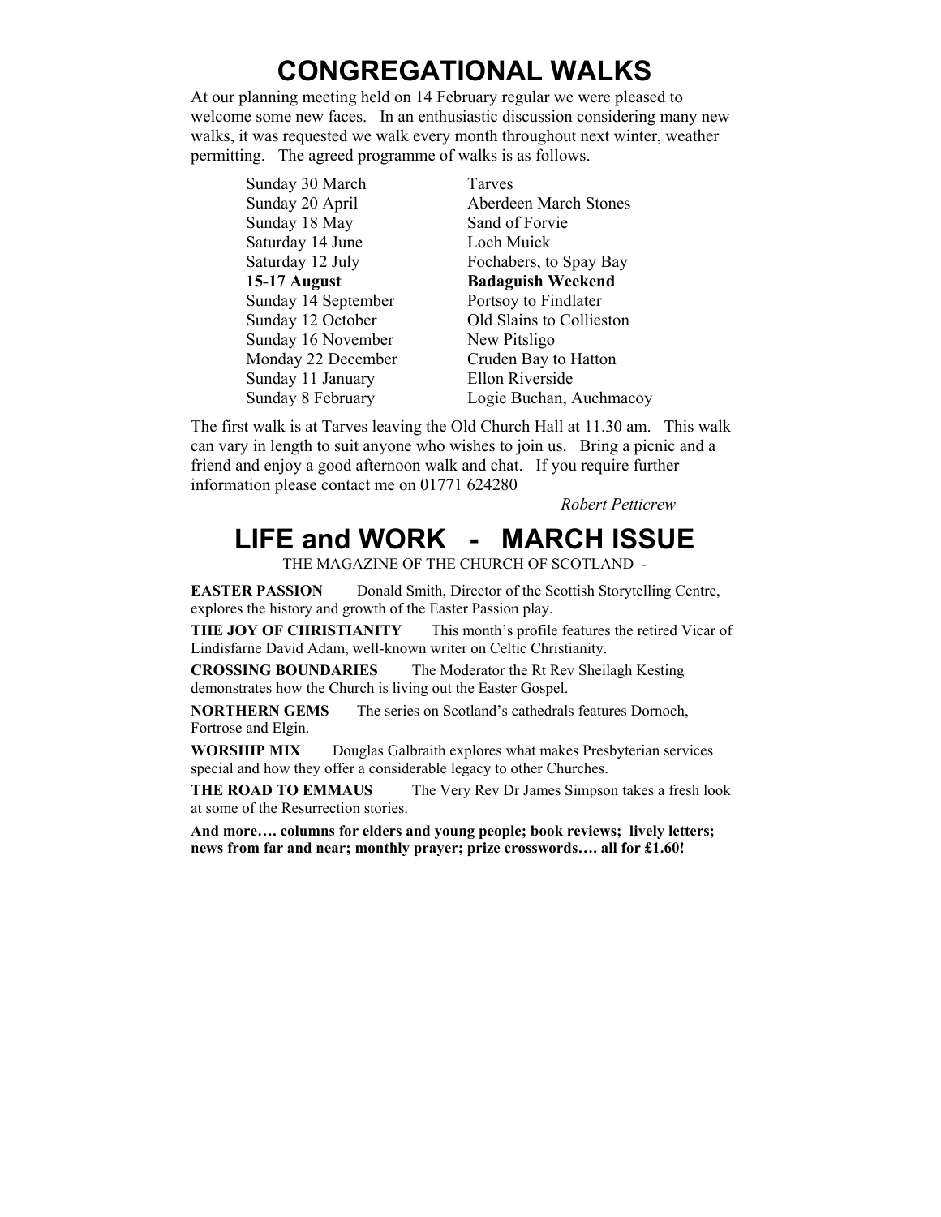# CONGREGATIONAL WALKS

At our planning meeting held on 14 February regular we were pleased to welcome some new faces. In an enthusiastic discussion considering many new walks, it was requested we walk every month throughout next winter, weather permitting. The agreed programme of walks is as follows.

| | |
|---|---|
| Sunday 30 March | Tarves |
| Sunday 20 April | Aberdeen March Stones |
| Sunday 18 May | Sand of Forvie |
| Saturday 14 June | Loch Muick |
| Saturday 12 July | Fochabers, to Spay Bay |
| **15-17 August** | **Badaguish Weekend** |
| Sunday 14 September | Portsoy to Findlater |
| Sunday 12 October | Old Slains to Collieston |
| Sunday 16 November | New Pitsligo |
| Monday 22 December | Cruden Bay to Hatton |
| Sunday 11 January | Ellon Riverside |
| Sunday 8 February | Logie Buchan, Auchmacoy |

The first walk is at Tarves leaving the Old Church Hall at 11.30 am. This walk can vary in length to suit anyone who wishes to join us. Bring a picnic and a friend and enjoy a good afternoon walk and chat. If you require further information please contact me on 01771 624280

*Robert Petticrew*

# LIFE and WORK - MARCH ISSUE

THE MAGAZINE OF THE CHURCH OF SCOTLAND -

**EASTER PASSION** Donald Smith, Director of the Scottish Storytelling Centre, explores the history and growth of the Easter Passion play.

**THE JOY OF CHRISTIANITY** This month's profile features the retired Vicar of Lindisfarne David Adam, well-known writer on Celtic Christianity.

**CROSSING BOUNDARIES** The Moderator the Rt Rev Sheilagh Kesting demonstrates how the Church is living out the Easter Gospel.

**NORTHERN GEMS** The series on Scotland's cathedrals features Dornoch, Fortrose and Elgin.

**WORSHIP MIX** Douglas Galbraith explores what makes Presbyterian services special and how they offer a considerable legacy to other Churches.

**THE ROAD TO EMMAUS** The Very Rev Dr James Simpson takes a fresh look at some of the Resurrection stories.

**And more…. columns for elders and young people; book reviews; lively letters; news from far and near; monthly prayer; prize crosswords…. all for £1.60!**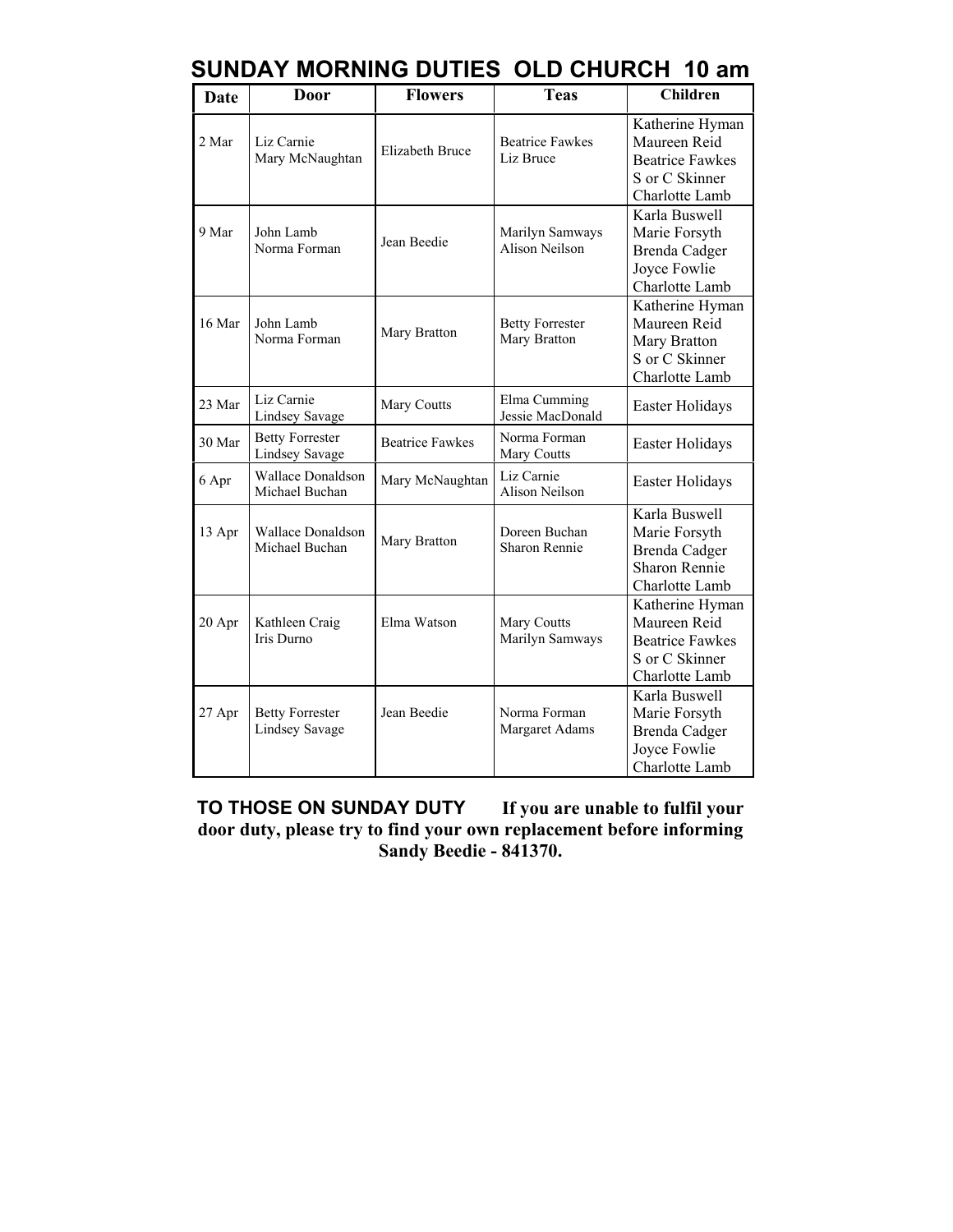# SUNDAY MORNING DUTIES OLD CHURCH 10 am

| Date | Door | Flowers | Teas | Children |
|---|---|---|---|---|
| 2 Mar | Liz Carnie<br>Mary McNaughtan | Elizabeth Bruce | Beatrice Fawkes<br>Liz Bruce | Katherine Hyman<br>Maureen Reid<br>Beatrice Fawkes<br>S or C Skinner<br>Charlotte Lamb |
| 9 Mar | John Lamb<br>Norma Forman | Jean Beedie | Marilyn Samways<br>Alison Neilson | Karla Buswell<br>Marie Forsyth<br>Brenda Cadger<br>Joyce Fowlie<br>Charlotte Lamb |
| 16 Mar | John Lamb<br>Norma Forman | Mary Bratton | Betty Forrester<br>Mary Bratton | Katherine Hyman<br>Maureen Reid<br>Mary Bratton<br>S or C Skinner<br>Charlotte Lamb |
| 23 Mar | Liz Carnie<br>Lindsey Savage | Mary Coutts | Elma Cumming<br>Jessie MacDonald | Easter Holidays |
| 30 Mar | Betty Forrester<br>Lindsey Savage | Beatrice Fawkes | Norma Forman<br>Mary Coutts | Easter Holidays |
| 6 Apr | Wallace Donaldson<br>Michael Buchan | Mary McNaughtan | Liz Carnie<br>Alison Neilson | Easter Holidays |
| 13 Apr | Wallace Donaldson<br>Michael Buchan | Mary Bratton | Doreen Buchan<br>Sharon Rennie | Karla Buswell<br>Marie Forsyth<br>Brenda Cadger<br>Sharon Rennie<br>Charlotte Lamb |
| 20 Apr | Kathleen Craig<br>Iris Durno | Elma Watson | Mary Coutts<br>Marilyn Samways | Katherine Hyman<br>Maureen Reid<br>Beatrice Fawkes<br>S or C Skinner<br>Charlotte Lamb |
| 27 Apr | Betty Forrester<br>Lindsey Savage | Jean Beedie | Norma Forman<br>Margaret Adams | Karla Buswell<br>Marie Forsyth<br>Brenda Cadger<br>Joyce Fowlie<br>Charlotte Lamb |

**TO THOSE ON SUNDAY DUTY** **If you are unable to fulfil your door duty, please try to find your own replacement before informing Sandy Beedie - 841370.**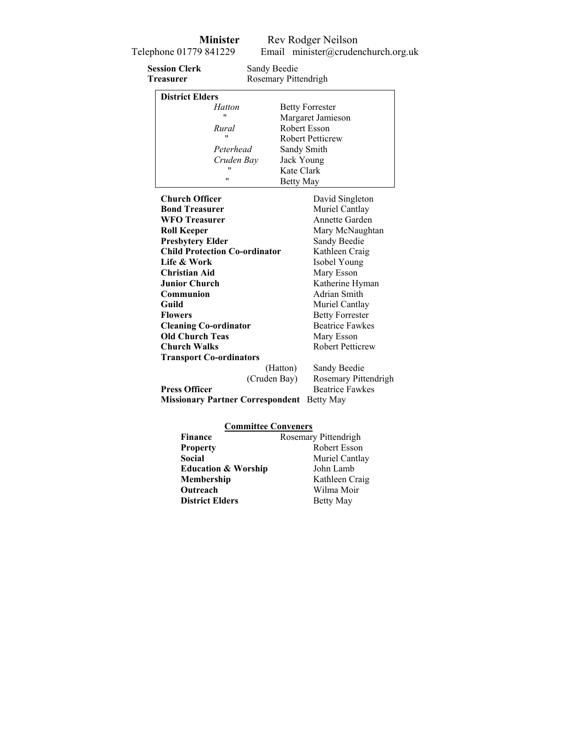**Minister** Rev Rodger Neilson
Telephone 01779 841229 Email minister@crudenchurch.org.uk

**Session Clerk** Sandy Beedie
**Treasurer** Rosemary Pittendrigh

| **District Elders** | |
|---|---|
| *Hatton* | Betty Forrester |
| " | Margaret Jamieson |
| *Rural* | Robert Esson |
| " | Robert Petticrew |
| *Peterhead* | Sandy Smith |
| *Cruden Bay* | Jack Young |
| " | Kate Clark |
| " | Betty May |

| | |
|---|---|
| **Church Officer** | David Singleton |
| **Bond Treasurer** | Muriel Cantlay |
| **WFO Treasurer** | Annette Garden |
| **Roll Keeper** | Mary McNaughtan |
| **Presbytery Elder** | Sandy Beedie |
| **Child Protection Co-ordinator** | Kathleen Craig |
| **Life & Work** | Isobel Young |
| **Christian Aid** | Mary Esson |
| **Junior Church** | Katherine Hyman |
| **Communion** | Adrian Smith |
| **Guild** | Muriel Cantlay |
| **Flowers** | Betty Forrester |
| **Cleaning Co-ordinator** | Beatrice Fawkes |
| **Old Church Teas** | Mary Esson |
| **Church Walks** | Robert Petticrew |
| **Transport Co-ordinators** | |
| (Hatton) | Sandy Beedie |
| (Cruden Bay) | Rosemary Pittendrigh |
| **Press Officer** | Beatrice Fawkes |
| **Missionary Partner Correspondent** | Betty May |

**<u>Committee Conveners</u>**

| | |
|---|---|
| **Finance** | Rosemary Pittendrigh |
| **Property** | Robert Esson |
| **Social** | Muriel Cantlay |
| **Education & Worship** | John Lamb |
| **Membership** | Kathleen Craig |
| **Outreach** | Wilma Moir |
| **District Elders** | Betty May |